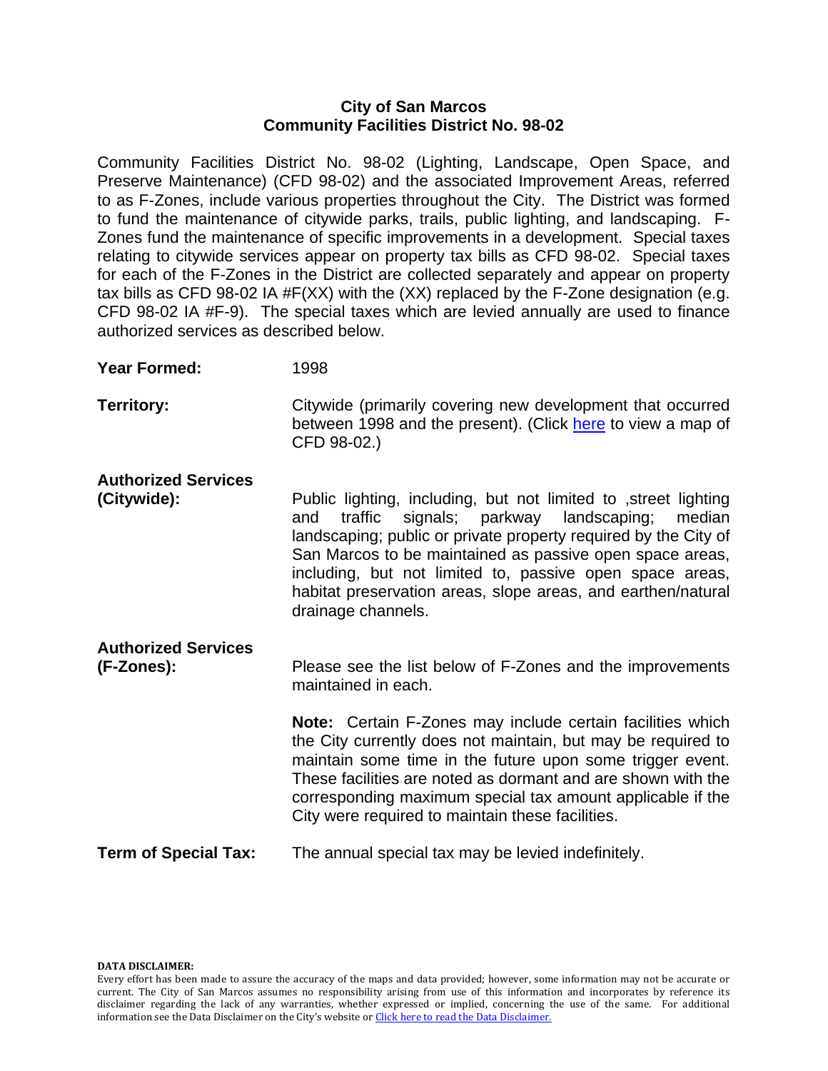# City of San Marcos
## Community Facilities District No. 98-02

Community Facilities District No. 98-02 (Lighting, Landscape, Open Space, and Preserve Maintenance) (CFD 98-02) and the associated Improvement Areas, referred to as F-Zones, include various properties throughout the City. The District was formed to fund the maintenance of citywide parks, trails, public lighting, and landscaping. F-Zones fund the maintenance of specific improvements in a development. Special taxes relating to citywide services appear on property tax bills as CFD 98-02. Special taxes for each of the F-Zones in the District are collected separately and appear on property tax bills as CFD 98-02 IA #F(XX) with the (XX) replaced by the F-Zone designation (e.g. CFD 98-02 IA #F-9). The special taxes which are levied annually are used to finance authorized services as described below.

**Year Formed:** 1998

**Territory:** Citywide (primarily covering new development that occurred between 1998 and the present). (Click here to view a map of CFD 98-02.)

**Authorized Services (Citywide):** Public lighting, including, but not limited to ,street lighting and traffic signals; parkway landscaping; median landscaping; public or private property required by the City of San Marcos to be maintained as passive open space areas, including, but not limited to, passive open space areas, habitat preservation areas, slope areas, and earthen/natural drainage channels.

**Authorized Services (F-Zones):** Please see the list below of F-Zones and the improvements maintained in each.

**Note:** Certain F-Zones may include certain facilities which the City currently does not maintain, but may be required to maintain some time in the future upon some trigger event. These facilities are noted as dormant and are shown with the corresponding maximum special tax amount applicable if the City were required to maintain these facilities.

**Term of Special Tax:** The annual special tax may be levied indefinitely.

**DATA DISCLAIMER:**
Every effort has been made to assure the accuracy of the maps and data provided; however, some information may not be accurate or current. The City of San Marcos assumes no responsibility arising from use of this information and incorporates by reference its disclaimer regarding the lack of any warranties, whether expressed or implied, concerning the use of the same. For additional information see the Data Disclaimer on the City's website or Click here to read the Data Disclaimer.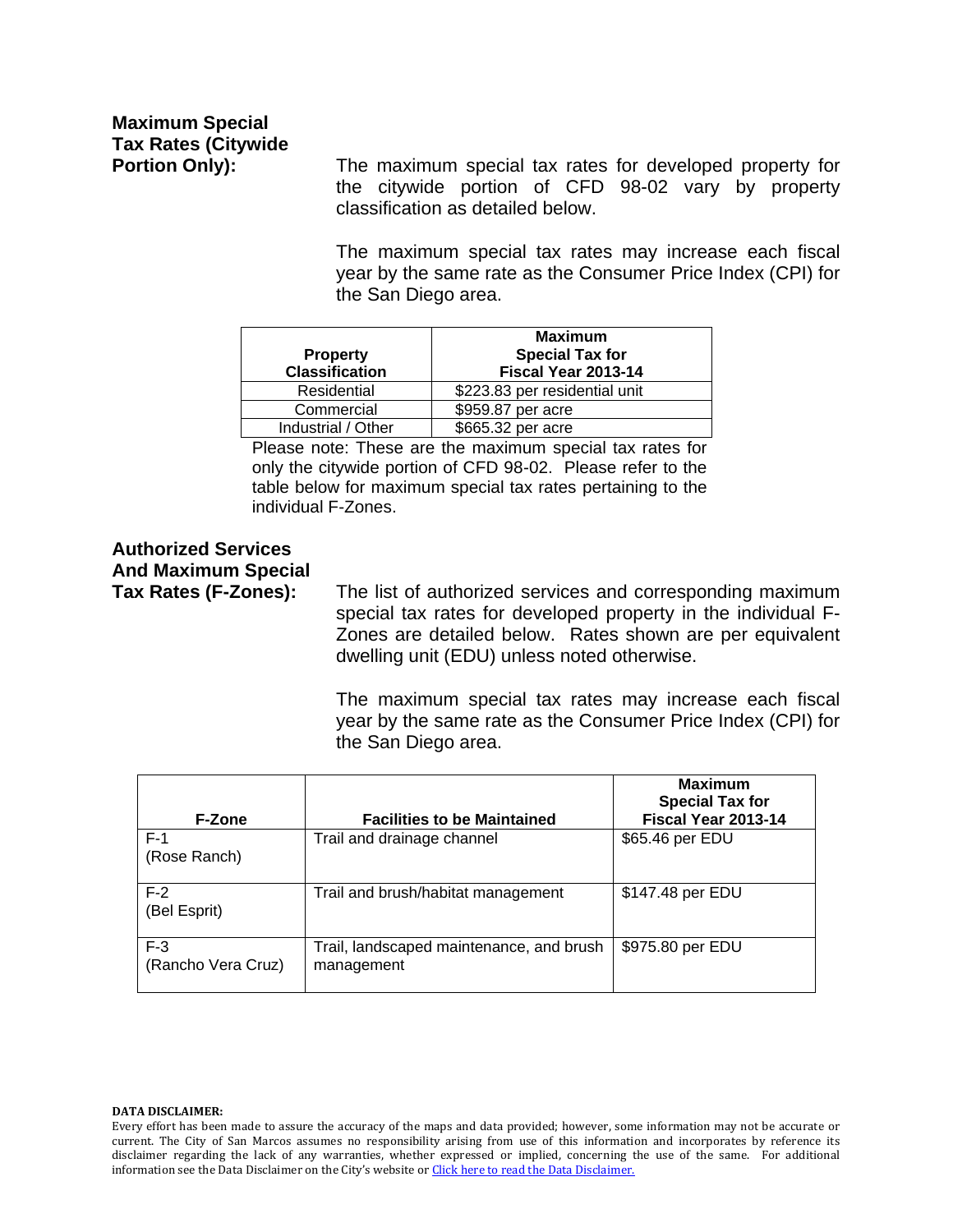**Maximum Special Tax Rates (Citywide Portion Only):**

The maximum special tax rates for developed property for the citywide portion of CFD 98-02 vary by property classification as detailed below.

The maximum special tax rates may increase each fiscal year by the same rate as the Consumer Price Index (CPI) for the San Diego area.

| Property Classification | Maximum Special Tax for Fiscal Year 2013-14 |
|---|---|
| Residential | $223.83 per residential unit |
| Commercial | $959.87 per acre |
| Industrial / Other | $665.32 per acre |

Please note: These are the maximum special tax rates for only the citywide portion of CFD 98-02. Please refer to the table below for maximum special tax rates pertaining to the individual F-Zones.

**Authorized Services And Maximum Special Tax Rates (F-Zones):**

The list of authorized services and corresponding maximum special tax rates for developed property in the individual F-Zones are detailed below. Rates shown are per equivalent dwelling unit (EDU) unless noted otherwise.

The maximum special tax rates may increase each fiscal year by the same rate as the Consumer Price Index (CPI) for the San Diego area.

| F-Zone | Facilities to be Maintained | Maximum Special Tax for Fiscal Year 2013-14 |
|---|---|---|
| F-1 (Rose Ranch) | Trail and drainage channel | $65.46 per EDU |
| F-2 (Bel Esprit) | Trail and brush/habitat management | $147.48 per EDU |
| F-3 (Rancho Vera Cruz) | Trail, landscaped maintenance, and brush management | $975.80 per EDU |

**DATA DISCLAIMER:**

Every effort has been made to assure the accuracy of the maps and data provided; however, some information may not be accurate or current. The City of San Marcos assumes no responsibility arising from use of this information and incorporates by reference its disclaimer regarding the lack of any warranties, whether expressed or implied, concerning the use of the same. For additional information see the Data Disclaimer on the City's website or Click here to read the Data Disclaimer.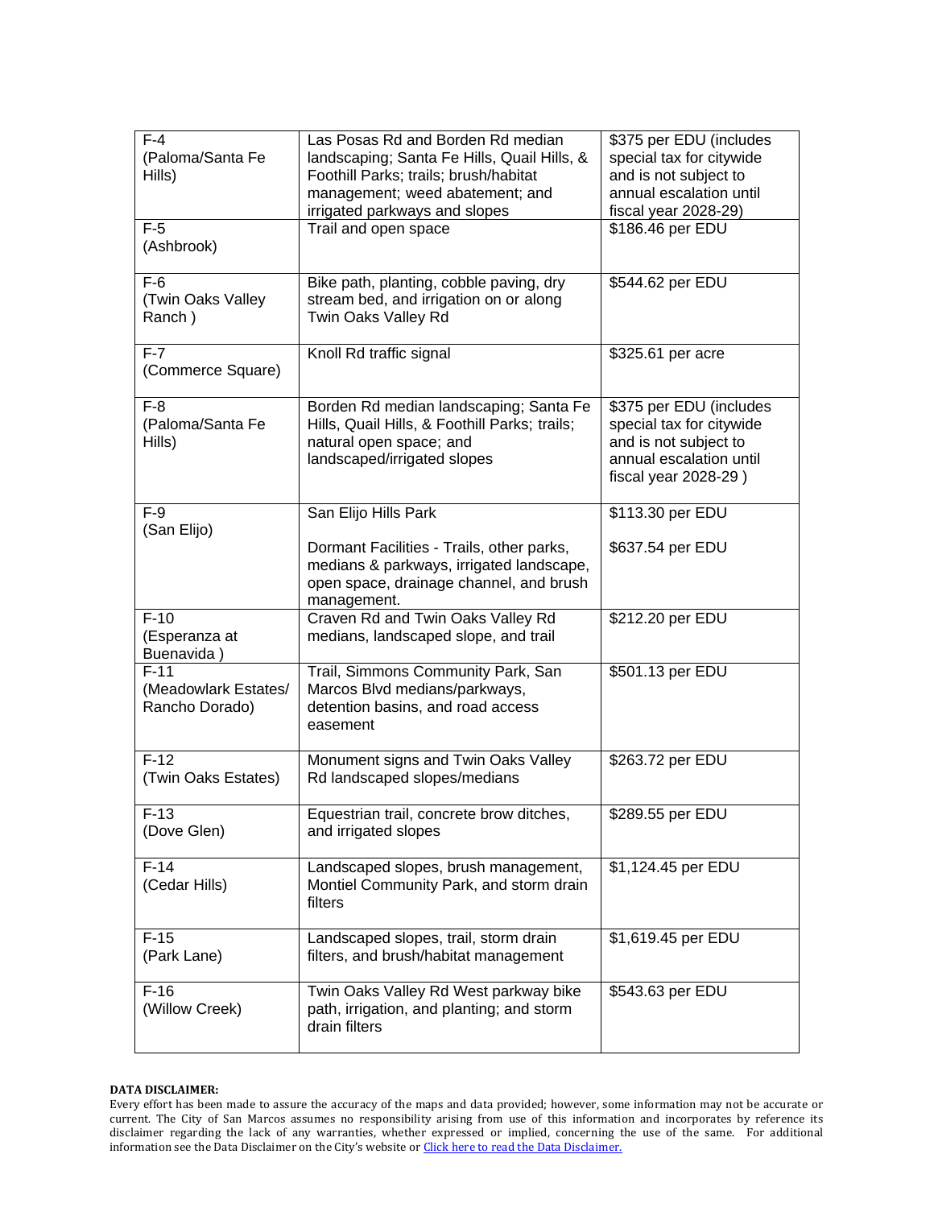| | | |
|---|---|---|
| F-4 (Paloma/Santa Fe Hills) | Las Posas Rd and Borden Rd median landscaping; Santa Fe Hills, Quail Hills, & Foothill Parks; trails; brush/habitat management; weed abatement; and irrigated parkways and slopes | $375 per EDU (includes special tax for citywide and is not subject to annual escalation until fiscal year 2028-29) |
| F-5 (Ashbrook) | Trail and open space | $186.46 per EDU |
| F-6 (Twin Oaks Valley Ranch ) | Bike path, planting, cobble paving, dry stream bed, and irrigation on or along Twin Oaks Valley Rd | $544.62 per EDU |
| F-7 (Commerce Square) | Knoll Rd traffic signal | $325.61 per acre |
| F-8 (Paloma/Santa Fe Hills) | Borden Rd median landscaping; Santa Fe Hills, Quail Hills, & Foothill Parks; trails; natural open space; and landscaped/irrigated slopes | $375 per EDU (includes special tax for citywide and is not subject to annual escalation until fiscal year 2028-29 ) |
| F-9 (San Elijo) | San Elijo Hills Park<br><br>Dormant Facilities - Trails, other parks, medians & parkways, irrigated landscape, open space, drainage channel, and brush management. | $113.30 per EDU<br><br>$637.54 per EDU |
| F-10 (Esperanza at Buenavida ) | Craven Rd and Twin Oaks Valley Rd medians, landscaped slope, and trail | $212.20 per EDU |
| F-11 (Meadowlark Estates/ Rancho Dorado) | Trail, Simmons Community Park, San Marcos Blvd medians/parkways, detention basins, and road access easement | $501.13 per EDU |
| F-12 (Twin Oaks Estates) | Monument signs and Twin Oaks Valley Rd landscaped slopes/medians | $263.72 per EDU |
| F-13 (Dove Glen) | Equestrian trail, concrete brow ditches, and irrigated slopes | $289.55 per EDU |
| F-14 (Cedar Hills) | Landscaped slopes, brush management, Montiel Community Park, and storm drain filters | $1,124.45 per EDU |
| F-15 (Park Lane) | Landscaped slopes, trail, storm drain filters, and brush/habitat management | $1,619.45 per EDU |
| F-16 (Willow Creek) | Twin Oaks Valley Rd West parkway bike path, irrigation, and planting; and storm drain filters | $543.63 per EDU |

**DATA DISCLAIMER:**
Every effort has been made to assure the accuracy of the maps and data provided; however, some information may not be accurate or current. The City of San Marcos assumes no responsibility arising from use of this information and incorporates by reference its disclaimer regarding the lack of any warranties, whether expressed or implied, concerning the use of the same. For additional information see the Data Disclaimer on the City's website or Click here to read the Data Disclaimer.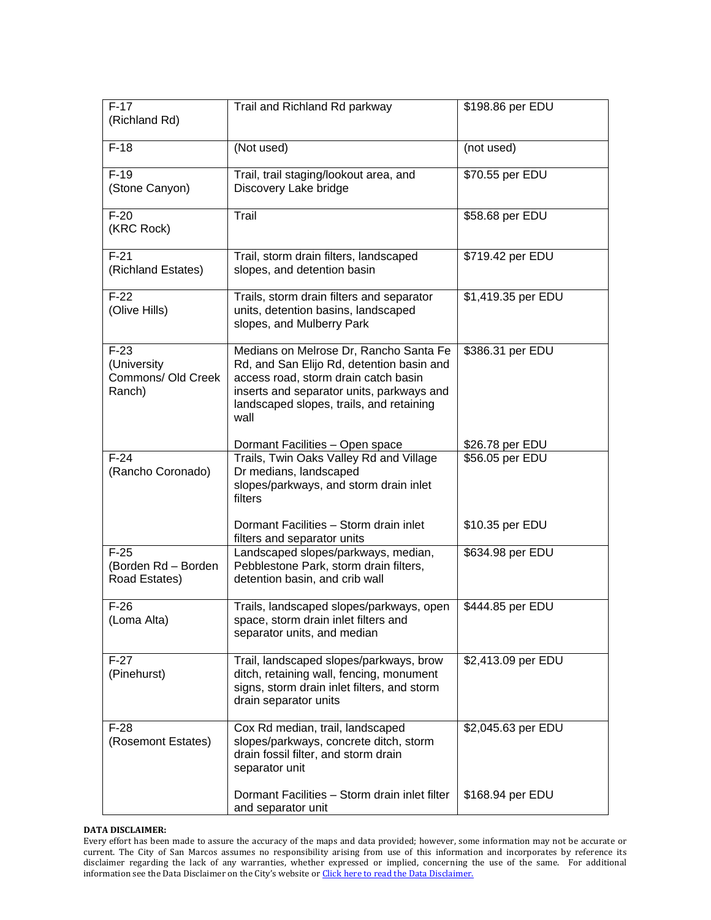| F-17 (Richland Rd) | Trail and Richland Rd parkway | $198.86 per EDU |
|---|---|---|
| F-18 | (Not used) | (not used) |
| F-19 (Stone Canyon) | Trail, trail staging/lookout area, and Discovery Lake bridge | $70.55 per EDU |
| F-20 (KRC Rock) | Trail | $58.68 per EDU |
| F-21 (Richland Estates) | Trail, storm drain filters, landscaped slopes, and detention basin | $719.42 per EDU |
| F-22 (Olive Hills) | Trails, storm drain filters and separator units, detention basins, landscaped slopes, and Mulberry Park | $1,419.35 per EDU |
| F-23 (University Commons/ Old Creek Ranch) | Medians on Melrose Dr, Rancho Santa Fe Rd, and San Elijo Rd, detention basin and access road, storm drain catch basin inserts and separator units, parkways and landscaped slopes, trails, and retaining wall<br><br>Dormant Facilities – Open space | $386.31 per EDU<br><br>$26.78 per EDU |
| F-24 (Rancho Coronado) | Trails, Twin Oaks Valley Rd and Village Dr medians, landscaped slopes/parkways, and storm drain inlet filters<br><br>Dormant Facilities – Storm drain inlet filters and separator units | $56.05 per EDU<br><br>$10.35 per EDU |
| F-25 (Borden Rd – Borden Road Estates) | Landscaped slopes/parkways, median, Pebblestone Park, storm drain filters, detention basin, and crib wall | $634.98 per EDU |
| F-26 (Loma Alta) | Trails, landscaped slopes/parkways, open space, storm drain inlet filters and separator units, and median | $444.85 per EDU |
| F-27 (Pinehurst) | Trail, landscaped slopes/parkways, brow ditch, retaining wall, fencing, monument signs, storm drain inlet filters, and storm drain separator units | $2,413.09 per EDU |
| F-28 (Rosemont Estates) | Cox Rd median, trail, landscaped slopes/parkways, concrete ditch, storm drain fossil filter, and storm drain separator unit<br><br>Dormant Facilities – Storm drain inlet filter and separator unit | $2,045.63 per EDU<br><br>$168.94 per EDU |

**DATA DISCLAIMER:**
Every effort has been made to assure the accuracy of the maps and data provided; however, some information may not be accurate or current. The City of San Marcos assumes no responsibility arising from use of this information and incorporates by reference its disclaimer regarding the lack of any warranties, whether expressed or implied, concerning the use of the same. For additional information see the Data Disclaimer on the City's website or Click here to read the Data Disclaimer.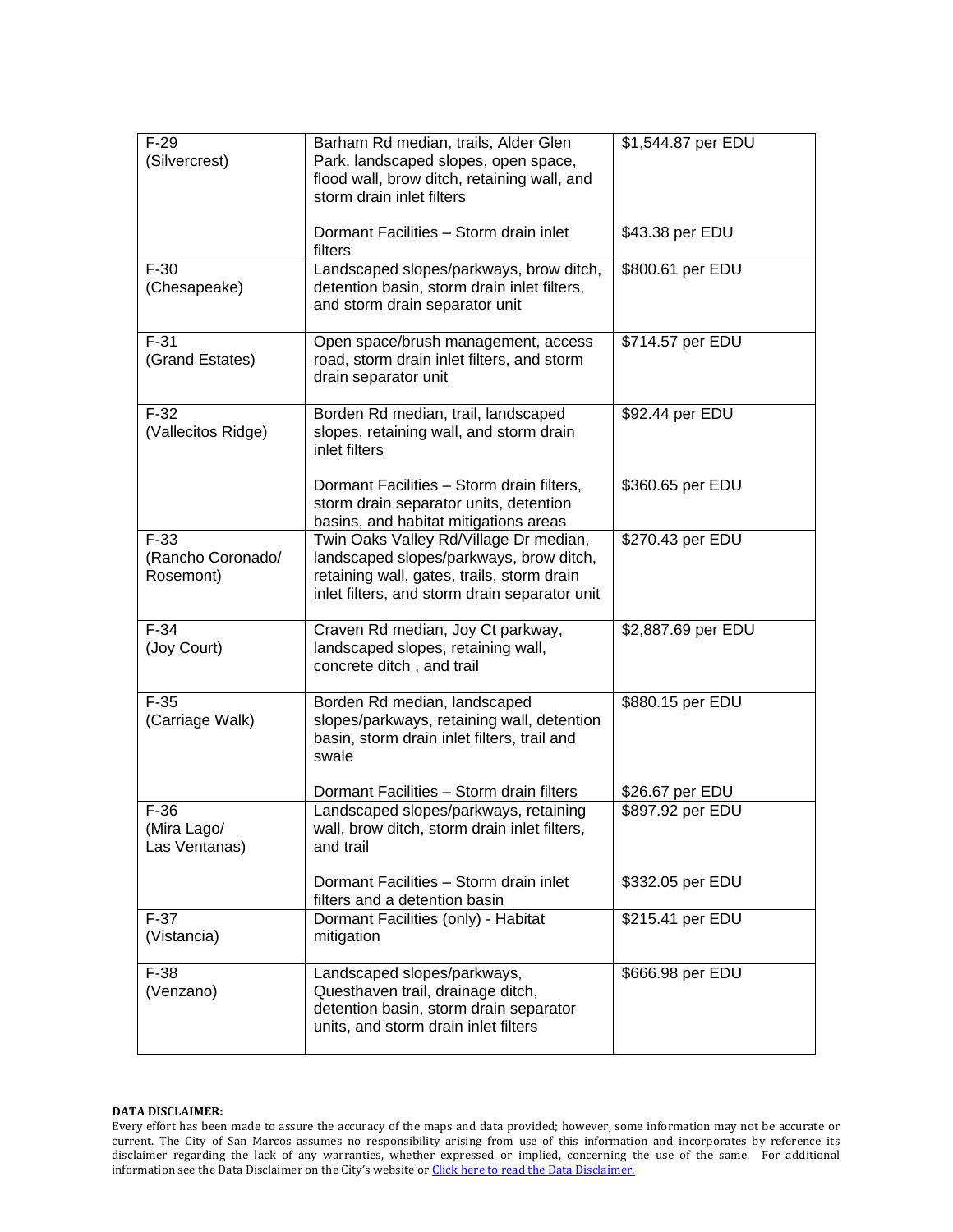| | | |
|---|---|---|
| F-29 (Silvercrest) | Barham Rd median, trails, Alder Glen Park, landscaped slopes, open space, flood wall, brow ditch, retaining wall, and storm drain inlet filters<br><br>Dormant Facilities – Storm drain inlet filters | $1,544.87 per EDU<br><br>$43.38 per EDU |
| F-30 (Chesapeake) | Landscaped slopes/parkways, brow ditch, detention basin, storm drain inlet filters, and storm drain separator unit | $800.61 per EDU |
| F-31 (Grand Estates) | Open space/brush management, access road, storm drain inlet filters, and storm drain separator unit | $714.57 per EDU |
| F-32 (Vallecitos Ridge) | Borden Rd median, trail, landscaped slopes, retaining wall, and storm drain inlet filters<br><br>Dormant Facilities – Storm drain filters, storm drain separator units, detention basins, and habitat mitigations areas | $92.44 per EDU<br><br>$360.65 per EDU |
| F-33 (Rancho Coronado/ Rosemont) | Twin Oaks Valley Rd/Village Dr median, landscaped slopes/parkways, brow ditch, retaining wall, gates, trails, storm drain inlet filters, and storm drain separator unit | $270.43 per EDU |
| F-34 (Joy Court) | Craven Rd median, Joy Ct parkway, landscaped slopes, retaining wall, concrete ditch , and trail | $2,887.69 per EDU |
| F-35 (Carriage Walk) | Borden Rd median, landscaped slopes/parkways, retaining wall, detention basin, storm drain inlet filters, trail and swale<br><br>Dormant Facilities – Storm drain filters | $880.15 per EDU<br><br>$26.67 per EDU |
| F-36 (Mira Lago/ Las Ventanas) | Landscaped slopes/parkways, retaining wall, brow ditch, storm drain inlet filters, and trail<br><br>Dormant Facilities – Storm drain inlet filters and a detention basin | $897.92 per EDU<br><br>$332.05 per EDU |
| F-37 (Vistancia) | Dormant Facilities (only) - Habitat mitigation | $215.41 per EDU |
| F-38 (Venzano) | Landscaped slopes/parkways, Questhaven trail, drainage ditch, detention basin, storm drain separator units, and storm drain inlet filters | $666.98 per EDU |

**DATA DISCLAIMER:**

Every effort has been made to assure the accuracy of the maps and data provided; however, some information may not be accurate or current. The City of San Marcos assumes no responsibility arising from use of this information and incorporates by reference its disclaimer regarding the lack of any warranties, whether expressed or implied, concerning the use of the same. For additional information see the Data Disclaimer on the City's website or Click here to read the Data Disclaimer.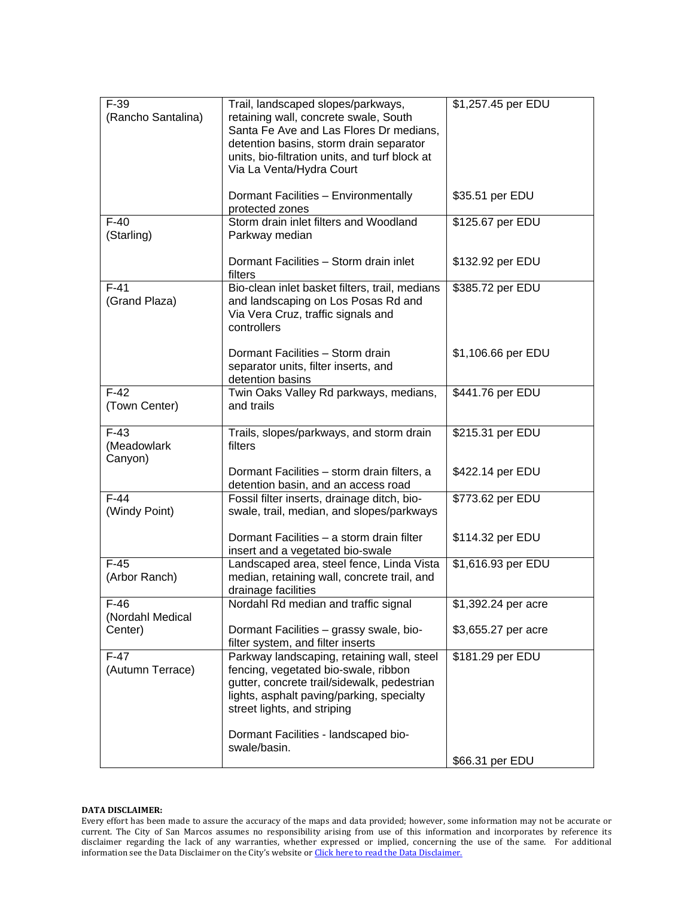| | | |
|---|---|---|
| F-39 (Rancho Santalina) | Trail, landscaped slopes/parkways, retaining wall, concrete swale, South Santa Fe Ave and Las Flores Dr medians, detention basins, storm drain separator units, bio-filtration units, and turf block at Via La Venta/Hydra Court<br><br>Dormant Facilities – Environmentally protected zones | $1,257.45 per EDU<br><br>$35.51 per EDU |
| F-40 (Starling) | Storm drain inlet filters and Woodland Parkway median<br><br>Dormant Facilities – Storm drain inlet filters | $125.67 per EDU<br><br>$132.92 per EDU |
| F-41 (Grand Plaza) | Bio-clean inlet basket filters, trail, medians and landscaping on Los Posas Rd and Via Vera Cruz, traffic signals and controllers<br><br>Dormant Facilities – Storm drain separator units, filter inserts, and detention basins | $385.72 per EDU<br><br>$1,106.66 per EDU |
| F-42 (Town Center) | Twin Oaks Valley Rd parkways, medians, and trails | $441.76 per EDU |
| F-43 (Meadowlark Canyon) | Trails, slopes/parkways, and storm drain filters<br><br>Dormant Facilities – storm drain filters, a detention basin, and an access road | $215.31 per EDU<br><br>$422.14 per EDU |
| F-44 (Windy Point) | Fossil filter inserts, drainage ditch, bio-swale, trail, median, and slopes/parkways<br><br>Dormant Facilities – a storm drain filter insert and a vegetated bio-swale | $773.62 per EDU<br><br>$114.32 per EDU |
| F-45 (Arbor Ranch) | Landscaped area, steel fence, Linda Vista median, retaining wall, concrete trail, and drainage facilities | $1,616.93 per EDU |
| F-46 (Nordahl Medical Center) | Nordahl Rd median and traffic signal<br><br>Dormant Facilities – grassy swale, bio-filter system, and filter inserts | $1,392.24 per acre<br><br>$3,655.27 per acre |
| F-47 (Autumn Terrace) | Parkway landscaping, retaining wall, steel fencing, vegetated bio-swale, ribbon gutter, concrete trail/sidewalk, pedestrian lights, asphalt paving/parking, specialty street lights, and striping<br><br>Dormant Facilities - landscaped bio-swale/basin. | $181.29 per EDU<br><br>$66.31 per EDU |

**DATA DISCLAIMER:**
Every effort has been made to assure the accuracy of the maps and data provided; however, some information may not be accurate or current. The City of San Marcos assumes no responsibility arising from use of this information and incorporates by reference its disclaimer regarding the lack of any warranties, whether expressed or implied, concerning the use of the same. For additional information see the Data Disclaimer on the City's website or Click here to read the Data Disclaimer.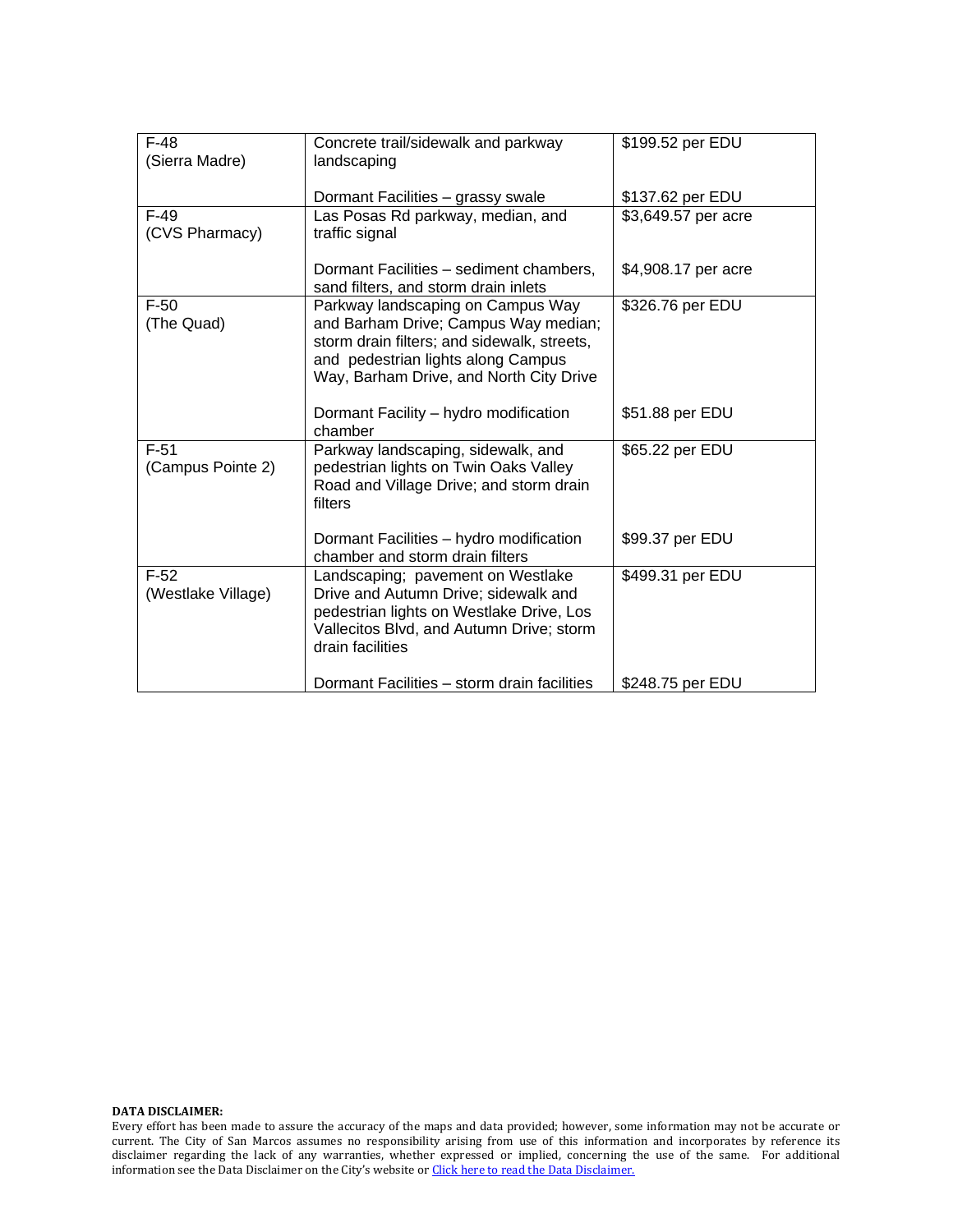| | | |
|---|---|---|
| F-48 (Sierra Madre) | Concrete trail/sidewalk and parkway landscaping | $199.52 per EDU |
| | Dormant Facilities – grassy swale | $137.62 per EDU |
| F-49 (CVS Pharmacy) | Las Posas Rd parkway, median, and traffic signal | $3,649.57 per acre |
| | Dormant Facilities – sediment chambers, sand filters, and storm drain inlets | $4,908.17 per acre |
| F-50 (The Quad) | Parkway landscaping on Campus Way and Barham Drive; Campus Way median; storm drain filters; and sidewalk, streets, and pedestrian lights along Campus Way, Barham Drive, and North City Drive | $326.76 per EDU |
| | Dormant Facility – hydro modification chamber | $51.88 per EDU |
| F-51 (Campus Pointe 2) | Parkway landscaping, sidewalk, and pedestrian lights on Twin Oaks Valley Road and Village Drive; and storm drain filters | $65.22 per EDU |
| | Dormant Facilities – hydro modification chamber and storm drain filters | $99.37 per EDU |
| F-52 (Westlake Village) | Landscaping; pavement on Westlake Drive and Autumn Drive; sidewalk and pedestrian lights on Westlake Drive, Los Vallecitos Blvd, and Autumn Drive; storm drain facilities | $499.31 per EDU |
| | Dormant Facilities – storm drain facilities | $248.75 per EDU |

**DATA DISCLAIMER:**
Every effort has been made to assure the accuracy of the maps and data provided; however, some information may not be accurate or current. The City of San Marcos assumes no responsibility arising from use of this information and incorporates by reference its disclaimer regarding the lack of any warranties, whether expressed or implied, concerning the use of the same. For additional information see the Data Disclaimer on the City's website or Click here to read the Data Disclaimer.